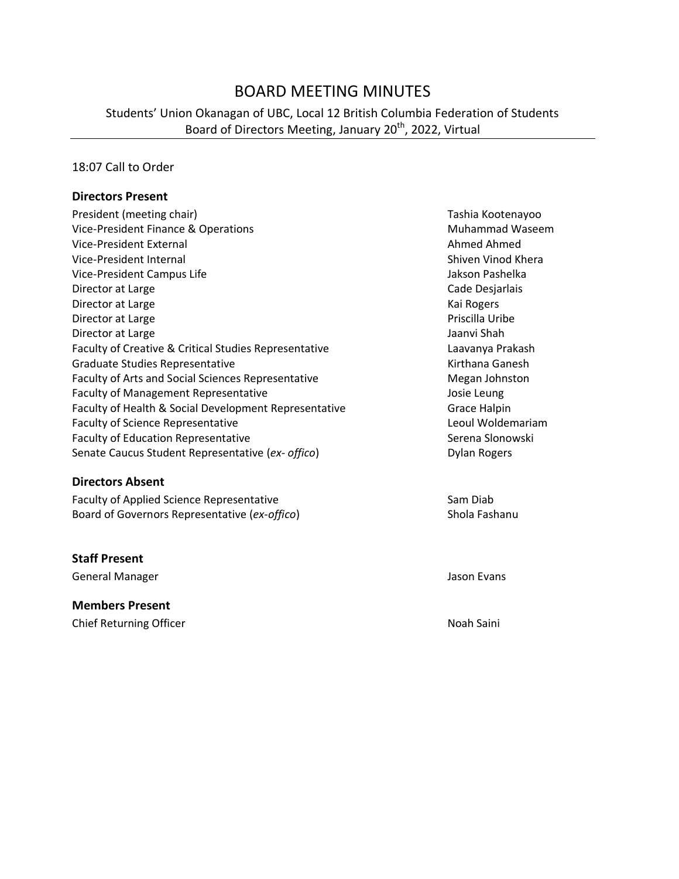# BOARD MEETING MINUTES

Students' Union Okanagan of UBC, Local 12 British Columbia Federation of Students
Board of Directors Meeting, January 20th, 2022, Virtual

18:07 Call to Order

### Directors Present

| | |
|---|---|
| President (meeting chair) | Tashia Kootenayoo |
| Vice-President Finance & Operations | Muhammad Waseem |
| Vice-President External | Ahmed Ahmed |
| Vice-President Internal | Shiven Vinod Khera |
| Vice-President Campus Life | Jakson Pashelka |
| Director at Large | Cade Desjarlais |
| Director at Large | Kai Rogers |
| Director at Large | Priscilla Uribe |
| Director at Large | Jaanvi Shah |
| Faculty of Creative & Critical Studies Representative | Laavanya Prakash |
| Graduate Studies Representative | Kirthana Ganesh |
| Faculty of Arts and Social Sciences Representative | Megan Johnston |
| Faculty of Management Representative | Josie Leung |
| Faculty of Health & Social Development Representative | Grace Halpin |
| Faculty of Science Representative | Leoul Woldemariam |
| Faculty of Education Representative | Serena Slonowski |
| Senate Caucus Student Representative (*ex- offico*) | Dylan Rogers |

### Directors Absent

| | |
|---|---|
| Faculty of Applied Science Representative | Sam Diab |
| Board of Governors Representative (*ex-offico*) | Shola Fashanu |

### Staff Present

| | |
|---|---|
| General Manager | Jason Evans |

### Members Present

| | |
|---|---|
| Chief Returning Officer | Noah Saini |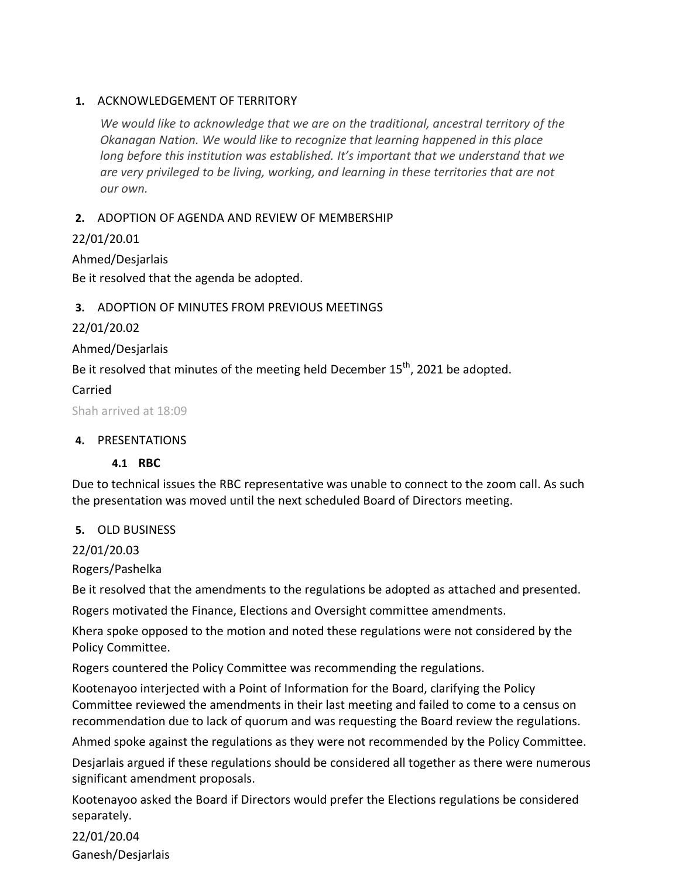1. ACKNOWLEDGEMENT OF TERRITORY

*We would like to acknowledge that we are on the traditional, ancestral territory of the Okanagan Nation. We would like to recognize that learning happened in this place long before this institution was established. It's important that we understand that we are very privileged to be living, working, and learning in these territories that are not our own.*

2. ADOPTION OF AGENDA AND REVIEW OF MEMBERSHIP

22/01/20.01

Ahmed/Desjarlais

Be it resolved that the agenda be adopted.

3. ADOPTION OF MINUTES FROM PREVIOUS MEETINGS

22/01/20.02

Ahmed/Desjarlais

Be it resolved that minutes of the meeting held December 15$^{th}$, 2021 be adopted.

Carried

Shah arrived at 18:09

4. PRESENTATIONS

**4.1 RBC**

Due to technical issues the RBC representative was unable to connect to the zoom call. As such the presentation was moved until the next scheduled Board of Directors meeting.

5. OLD BUSINESS

22/01/20.03

Rogers/Pashelka

Be it resolved that the amendments to the regulations be adopted as attached and presented.

Rogers motivated the Finance, Elections and Oversight committee amendments.

Khera spoke opposed to the motion and noted these regulations were not considered by the Policy Committee.

Rogers countered the Policy Committee was recommending the regulations.

Kootenayoo interjected with a Point of Information for the Board, clarifying the Policy Committee reviewed the amendments in their last meeting and failed to come to a census on recommendation due to lack of quorum and was requesting the Board review the regulations.

Ahmed spoke against the regulations as they were not recommended by the Policy Committee.

Desjarlais argued if these regulations should be considered all together as there were numerous significant amendment proposals.

Kootenayoo asked the Board if Directors would prefer the Elections regulations be considered separately.

22/01/20.04

Ganesh/Desjarlais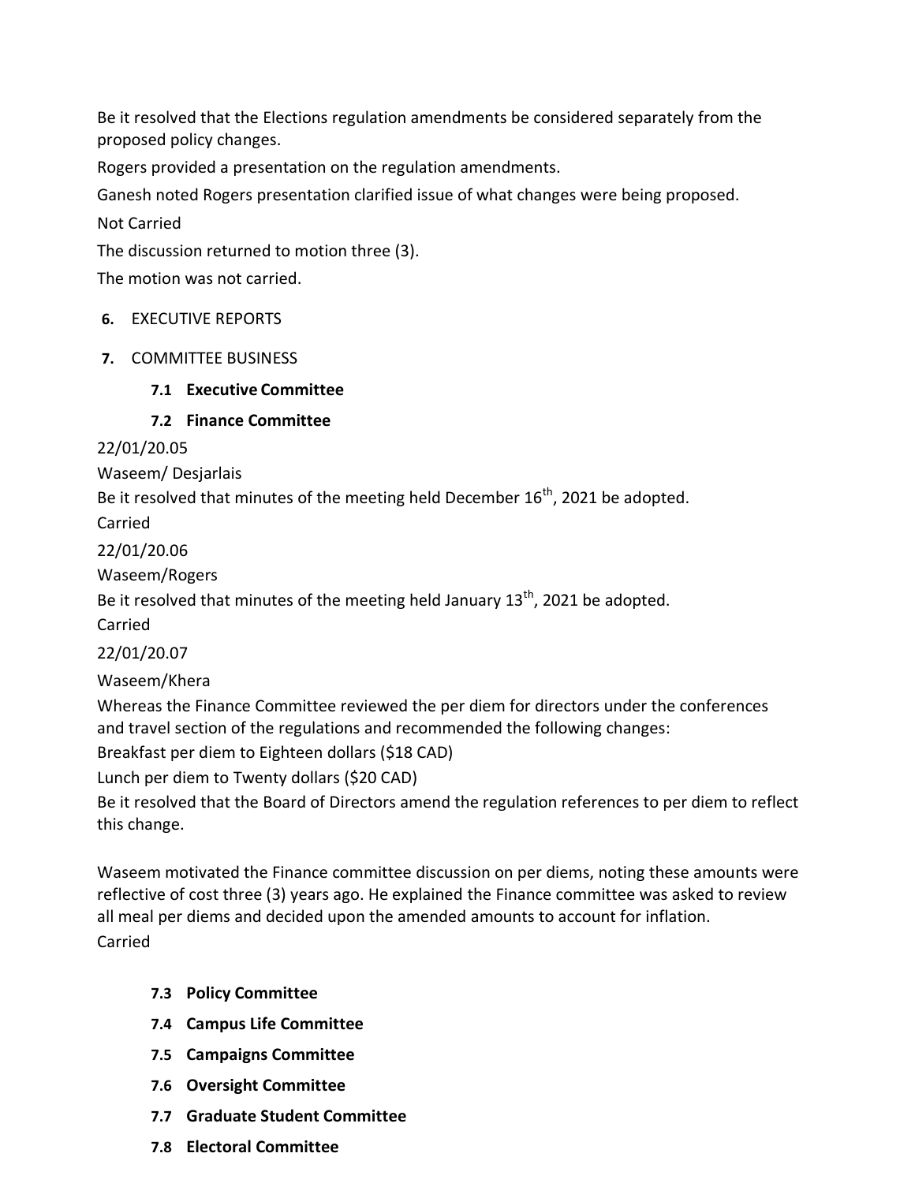Be it resolved that the Elections regulation amendments be considered separately from the proposed policy changes.

Rogers provided a presentation on the regulation amendments.

Ganesh noted Rogers presentation clarified issue of what changes were being proposed.

Not Carried

The discussion returned to motion three (3).

The motion was not carried.

**6.** EXECUTIVE REPORTS

**7.** COMMITTEE BUSINESS

### 7.1 Executive Committee

### 7.2 Finance Committee

22/01/20.05

Waseem/ Desjarlais

Be it resolved that minutes of the meeting held December 16th, 2021 be adopted.

Carried

22/01/20.06

Waseem/Rogers

Be it resolved that minutes of the meeting held January 13th, 2021 be adopted.

Carried

22/01/20.07

Waseem/Khera

Whereas the Finance Committee reviewed the per diem for directors under the conferences and travel section of the regulations and recommended the following changes:

Breakfast per diem to Eighteen dollars ($18 CAD)

Lunch per diem to Twenty dollars ($20 CAD)

Be it resolved that the Board of Directors amend the regulation references to per diem to reflect this change.

Waseem motivated the Finance committee discussion on per diems, noting these amounts were reflective of cost three (3) years ago. He explained the Finance committee was asked to review all meal per diems and decided upon the amended amounts to account for inflation.

Carried

### 7.3 Policy Committee

### 7.4 Campus Life Committee

### 7.5 Campaigns Committee

### 7.6 Oversight Committee

### 7.7 Graduate Student Committee

### 7.8 Electoral Committee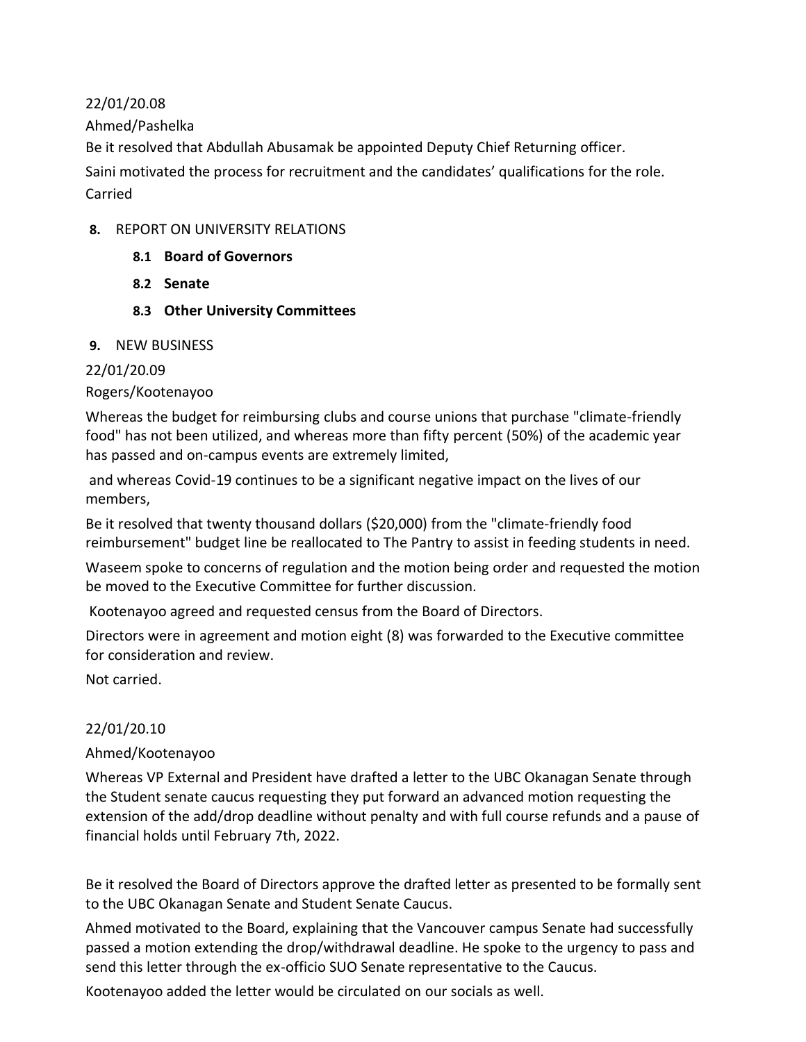22/01/20.08

Ahmed/Pashelka

Be it resolved that Abdullah Abusamak be appointed Deputy Chief Returning officer.

Saini motivated the process for recruitment and the candidates' qualifications for the role.

Carried

**8.** REPORT ON UNIVERSITY RELATIONS

- **8.1 Board of Governors**
- **8.2 Senate**
- **8.3 Other University Committees**

**9.** NEW BUSINESS

22/01/20.09

Rogers/Kootenayoo

Whereas the budget for reimbursing clubs and course unions that purchase "climate-friendly food" has not been utilized, and whereas more than fifty percent (50%) of the academic year has passed and on-campus events are extremely limited,

and whereas Covid-19 continues to be a significant negative impact on the lives of our members,

Be it resolved that twenty thousand dollars ($20,000) from the "climate-friendly food reimbursement" budget line be reallocated to The Pantry to assist in feeding students in need.

Waseem spoke to concerns of regulation and the motion being order and requested the motion be moved to the Executive Committee for further discussion.

Kootenayoo agreed and requested census from the Board of Directors.

Directors were in agreement and motion eight (8) was forwarded to the Executive committee for consideration and review.

Not carried.

22/01/20.10

Ahmed/Kootenayoo

Whereas VP External and President have drafted a letter to the UBC Okanagan Senate through the Student senate caucus requesting they put forward an advanced motion requesting the extension of the add/drop deadline without penalty and with full course refunds and a pause of financial holds until February 7th, 2022.

Be it resolved the Board of Directors approve the drafted letter as presented to be formally sent to the UBC Okanagan Senate and Student Senate Caucus.

Ahmed motivated to the Board, explaining that the Vancouver campus Senate had successfully passed a motion extending the drop/withdrawal deadline. He spoke to the urgency to pass and send this letter through the ex-officio SUO Senate representative to the Caucus.

Kootenayoo added the letter would be circulated on our socials as well.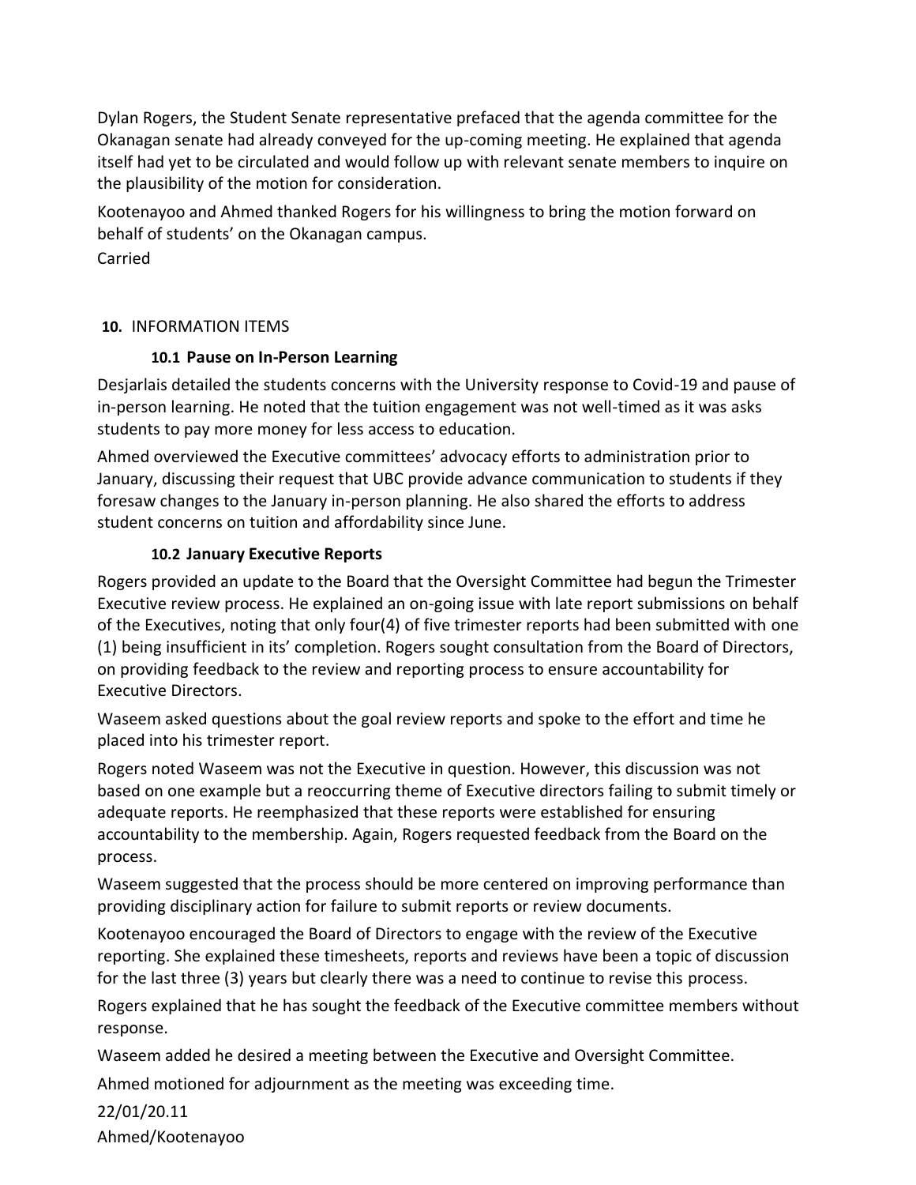Dylan Rogers, the Student Senate representative prefaced that the agenda committee for the Okanagan senate had already conveyed for the up-coming meeting. He explained that agenda itself had yet to be circulated and would follow up with relevant senate members to inquire on the plausibility of the motion for consideration.

Kootenayoo and Ahmed thanked Rogers for his willingness to bring the motion forward on behalf of students' on the Okanagan campus.

Carried

**10.** INFORMATION ITEMS

**10.1 Pause on In-Person Learning**

Desjarlais detailed the students concerns with the University response to Covid-19 and pause of in-person learning. He noted that the tuition engagement was not well-timed as it was asks students to pay more money for less access to education.

Ahmed overviewed the Executive committees' advocacy efforts to administration prior to January, discussing their request that UBC provide advance communication to students if they foresaw changes to the January in-person planning. He also shared the efforts to address student concerns on tuition and affordability since June.

**10.2 January Executive Reports**

Rogers provided an update to the Board that the Oversight Committee had begun the Trimester Executive review process. He explained an on-going issue with late report submissions on behalf of the Executives, noting that only four(4) of five trimester reports had been submitted with one (1) being insufficient in its' completion. Rogers sought consultation from the Board of Directors, on providing feedback to the review and reporting process to ensure accountability for Executive Directors.

Waseem asked questions about the goal review reports and spoke to the effort and time he placed into his trimester report.

Rogers noted Waseem was not the Executive in question. However, this discussion was not based on one example but a reoccurring theme of Executive directors failing to submit timely or adequate reports. He reemphasized that these reports were established for ensuring accountability to the membership. Again, Rogers requested feedback from the Board on the process.

Waseem suggested that the process should be more centered on improving performance than providing disciplinary action for failure to submit reports or review documents.

Kootenayoo encouraged the Board of Directors to engage with the review of the Executive reporting. She explained these timesheets, reports and reviews have been a topic of discussion for the last three (3) years but clearly there was a need to continue to revise this process.

Rogers explained that he has sought the feedback of the Executive committee members without response.

Waseem added he desired a meeting between the Executive and Oversight Committee.

Ahmed motioned for adjournment as the meeting was exceeding time.

22/01/20.11

Ahmed/Kootenayoo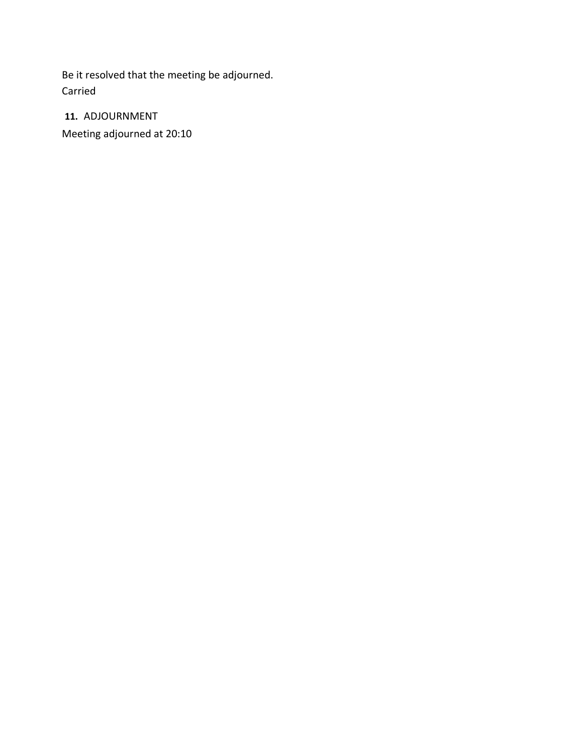Be it resolved that the meeting be adjourned.
Carried

**11.** ADJOURNMENT

Meeting adjourned at 20:10